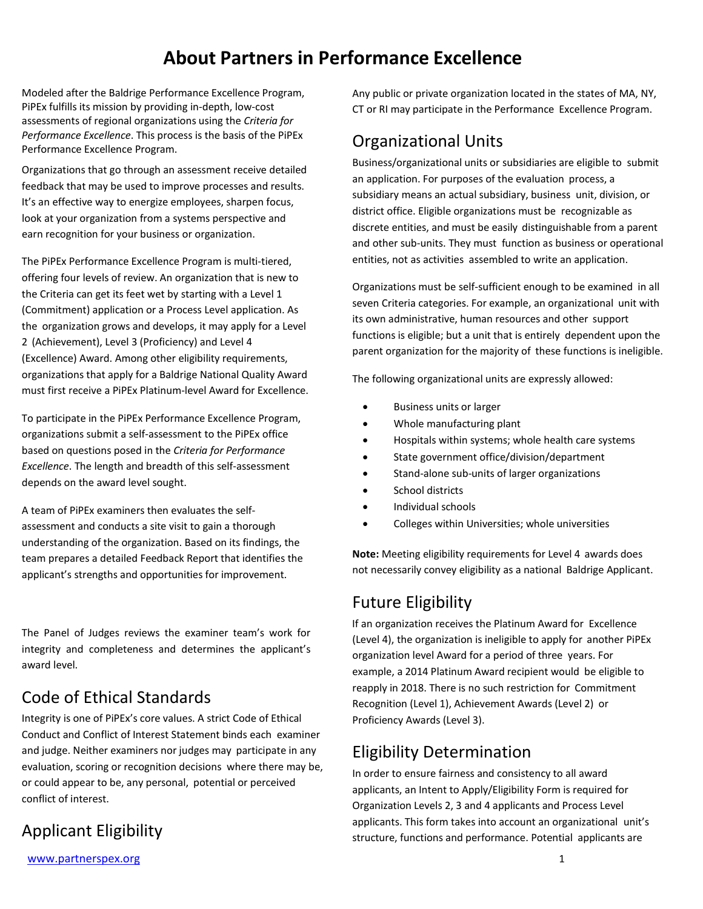# About Partners in Performance Excellence

Modeled after the Baldrige Performance Excellence Program, PiPEx fulfills its mission by providing in-depth, low-cost assessments of regional organizations using the *Criteria for Performance Excellence*. This process is the basis of the PiPEx Performance Excellence Program.

Organizations that go through an assessment receive detailed feedback that may be used to improve processes and results. It's an effective way to energize employees, sharpen focus, look at your organization from a systems perspective and earn recognition for your business or organization.

The PiPEx Performance Excellence Program is multi-tiered, offering four levels of review. An organization that is new to the Criteria can get its feet wet by starting with a Level 1 (Commitment) application or a Process Level application. As the organization grows and develops, it may apply for a Level 2 (Achievement), Level 3 (Proficiency) and Level 4 (Excellence) Award. Among other eligibility requirements, organizations that apply for a Baldrige National Quality Award must first receive a PiPEx Platinum-level Award for Excellence.

To participate in the PiPEx Performance Excellence Program, organizations submit a self-assessment to the PiPEx office based on questions posed in the *Criteria for Performance Excellence*. The length and breadth of this self-assessment depends on the award level sought.

A team of PiPEx examiners then evaluates the self-assessment and conducts a site visit to gain a thorough understanding of the organization. Based on its findings, the team prepares a detailed Feedback Report that identifies the applicant's strengths and opportunities for improvement.

The Panel of Judges reviews the examiner team's work for integrity and completeness and determines the applicant's award level.

## Code of Ethical Standards

Integrity is one of PiPEx's core values. A strict Code of Ethical Conduct and Conflict of Interest Statement binds each examiner and judge. Neither examiners nor judges may participate in any evaluation, scoring or recognition decisions where there may be, or could appear to be, any personal, potential or perceived conflict of interest.

## Applicant Eligibility

Any public or private organization located in the states of MA, NY, CT or RI may participate in the Performance Excellence Program.

## Organizational Units

Business/organizational units or subsidiaries are eligible to submit an application. For purposes of the evaluation process, a subsidiary means an actual subsidiary, business unit, division, or district office. Eligible organizations must be recognizable as discrete entities, and must be easily distinguishable from a parent and other sub-units. They must function as business or operational entities, not as activities assembled to write an application.

Organizations must be self-sufficient enough to be examined in all seven Criteria categories. For example, an organizational unit with its own administrative, human resources and other support functions is eligible; but a unit that is entirely dependent upon the parent organization for the majority of these functions is ineligible.

The following organizational units are expressly allowed:

- Business units or larger
- Whole manufacturing plant
- Hospitals within systems; whole health care systems
- State government office/division/department
- Stand-alone sub-units of larger organizations
- School districts
- Individual schools
- Colleges within Universities; whole universities

**Note:** Meeting eligibility requirements for Level 4 awards does not necessarily convey eligibility as a national Baldrige Applicant.

## Future Eligibility

If an organization receives the Platinum Award for Excellence (Level 4), the organization is ineligible to apply for another PiPEx organization level Award for a period of three years. For example, a 2014 Platinum Award recipient would be eligible to reapply in 2018. There is no such restriction for Commitment Recognition (Level 1), Achievement Awards (Level 2) or Proficiency Awards (Level 3).

## Eligibility Determination

In order to ensure fairness and consistency to all award applicants, an Intent to Apply/Eligibility Form is required for Organization Levels 2, 3 and 4 applicants and Process Level applicants. This form takes into account an organizational unit's structure, functions and performance. Potential applicants are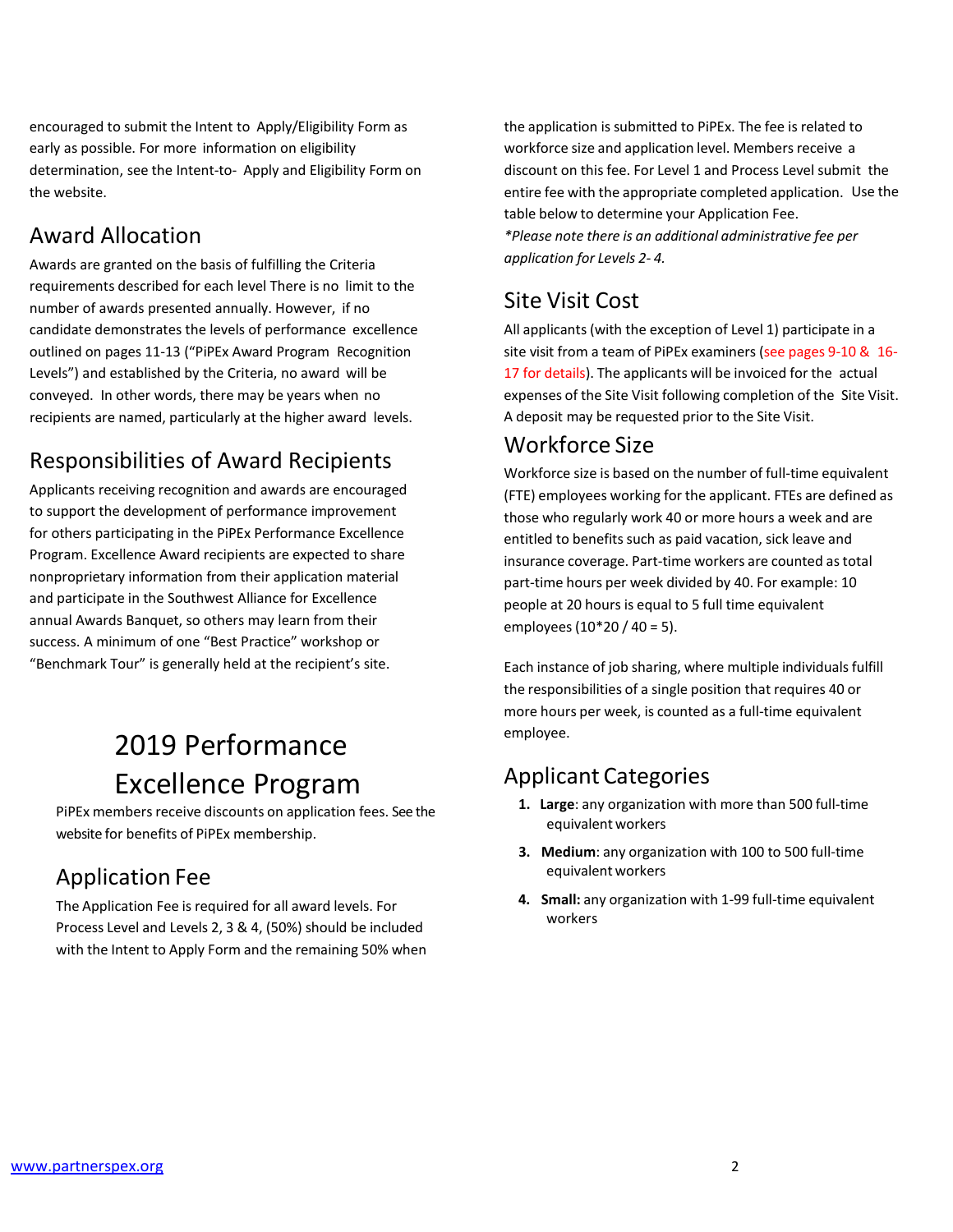encouraged to submit the Intent to Apply/Eligibility Form as early as possible. For more information on eligibility determination, see the Intent-to- Apply and Eligibility Form on the website.

## Award Allocation

Awards are granted on the basis of fulfilling the Criteria requirements described for each level There is no limit to the number of awards presented annually. However, if no candidate demonstrates the levels of performance excellence outlined on pages 11-13 ("PiPEx Award Program Recognition Levels") and established by the Criteria, no award will be conveyed. In other words, there may be years when no recipients are named, particularly at the higher award levels.

## Responsibilities of Award Recipients

Applicants receiving recognition and awards are encouraged to support the development of performance improvement for others participating in the PiPEx Performance Excellence Program. Excellence Award recipients are expected to share nonproprietary information from their application material and participate in the Southwest Alliance for Excellence annual Awards Banquet, so others may learn from their success. A minimum of one "Best Practice" workshop or "Benchmark Tour" is generally held at the recipient's site.

# 2019 Performance Excellence Program

PiPEx members receive discounts on application fees. See the website for benefits of PiPEx membership.

## Application Fee

The Application Fee is required for all award levels. For Process Level and Levels 2, 3 & 4, (50%) should be included with the Intent to Apply Form and the remaining 50% when the application is submitted to PiPEx. The fee is related to workforce size and application level. Members receive a discount on this fee. For Level 1 and Process Level submit the entire fee with the appropriate completed application. Use the table below to determine your Application Fee.

*\*Please note there is an additional administrative fee per application for Levels 2- 4.*

## Site Visit Cost

All applicants (with the exception of Level 1) participate in a site visit from a team of PiPEx examiners (see pages 9-10 & 16-17 for details). The applicants will be invoiced for the actual expenses of the Site Visit following completion of the Site Visit. A deposit may be requested prior to the Site Visit.

## Workforce Size

Workforce size is based on the number of full-time equivalent (FTE) employees working for the applicant. FTEs are defined as those who regularly work 40 or more hours a week and are entitled to benefits such as paid vacation, sick leave and insurance coverage. Part-time workers are counted as total part-time hours per week divided by 40. For example: 10 people at 20 hours is equal to 5 full time equivalent employees (10*20 / 40 = 5).

Each instance of job sharing, where multiple individuals fulfill the responsibilities of a single position that requires 40 or more hours per week, is counted as a full-time equivalent employee.

## Applicant Categories

1. **Large**: any organization with more than 500 full-time equivalent workers
3. **Medium**: any organization with 100 to 500 full-time equivalent workers
4. **Small:** any organization with 1-99 full-time equivalent workers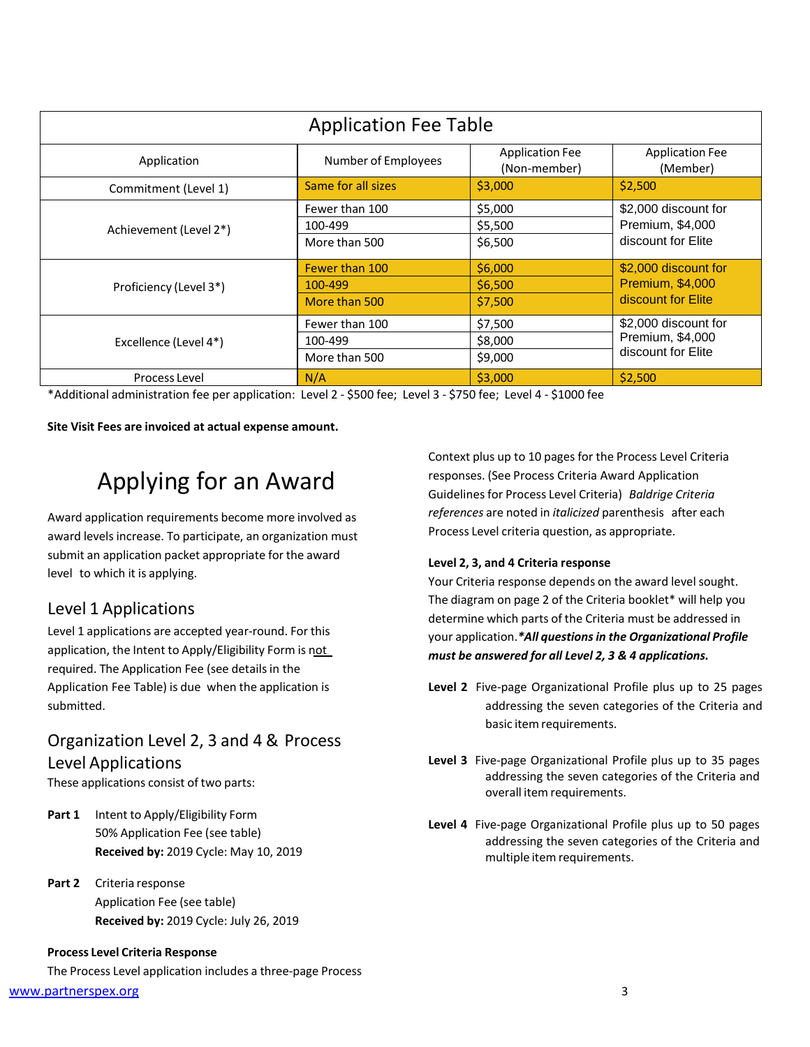| Application Fee Table | | | |
|---|---|---|---|
| Application | Number of Employees | Application Fee (Non-member) | Application Fee (Member) |
| Commitment (Level 1) | Same for all sizes | $3,000 | $2,500 |
| Achievement (Level 2*) | Fewer than 100 | $5,000 | $2,000 discount for Premium, $4,000 discount for Elite |
| | 100-499 | $5,500 | |
| | More than 500 | $6,500 | |
| Proficiency (Level 3*) | Fewer than 100 | $6,000 | $2,000 discount for Premium, $4,000 discount for Elite |
| | 100-499 | $6,500 | |
| | More than 500 | $7,500 | |
| Excellence (Level 4*) | Fewer than 100 | $7,500 | $2,000 discount for Premium, $4,000 discount for Elite |
| | 100-499 | $8,000 | |
| | More than 500 | $9,000 | |
| Process Level | N/A | $3,000 | $2,500 |

*Additional administration fee per application: Level 2 - $500 fee; Level 3 - $750 fee; Level 4 - $1000 fee

**Site Visit Fees are invoiced at actual expense amount.**

# Applying for an Award

Award application requirements become more involved as award levels increase. To participate, an organization must submit an application packet appropriate for the award level to which it is applying.

## Level 1 Applications

Level 1 applications are accepted year-round. For this application, the Intent to Apply/Eligibility Form is not required. The Application Fee (see details in the Application Fee Table) is due when the application is submitted.

## Organization Level 2, 3 and 4 & Process Level Applications

These applications consist of two parts:

**Part 1** Intent to Apply/Eligibility Form
50% Application Fee (see table)
**Received by:** 2019 Cycle: May 10, 2019

**Part 2** Criteria response
Application Fee (see table)
**Received by:** 2019 Cycle: July 26, 2019

**Process Level Criteria Response**

The Process Level application includes a three-page Process Context plus up to 10 pages for the Process Level Criteria responses. (See Process Criteria Award Application Guidelines for Process Level Criteria) *Baldrige Criteria references* are noted in *italicized* parenthesis after each Process Level criteria question, as appropriate.

**Level 2, 3, and 4 Criteria response**

Your Criteria response depends on the award level sought. The diagram on page 2 of the Criteria booklet* will help you determine which parts of the Criteria must be addressed in your application.***All questions in the Organizational Profile must be answered for all Level 2, 3 & 4 applications.***

**Level 2** Five-page Organizational Profile plus up to 25 pages addressing the seven categories of the Criteria and basic item requirements.

**Level 3** Five-page Organizational Profile plus up to 35 pages addressing the seven categories of the Criteria and overall item requirements.

**Level 4** Five-page Organizational Profile plus up to 50 pages addressing the seven categories of the Criteria and multiple item requirements.

www.partnerspex.org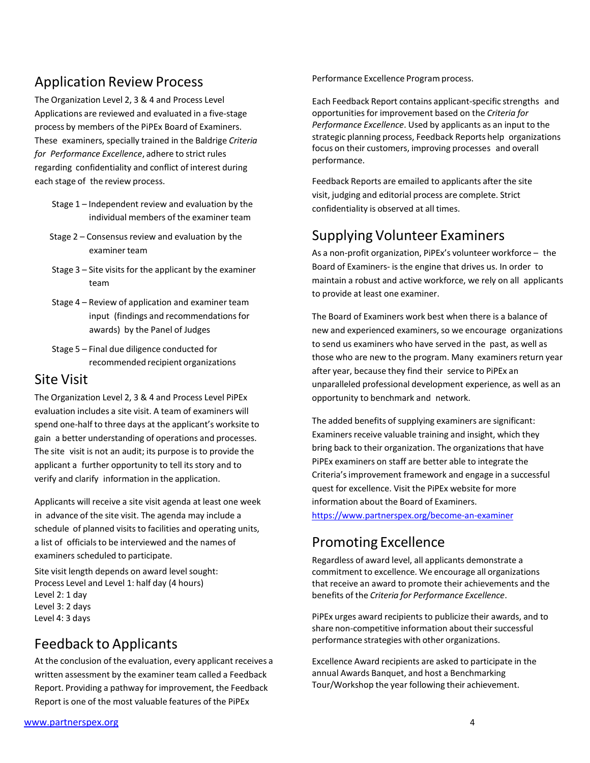## Application Review Process

The Organization Level 2, 3 & 4 and Process Level Applications are reviewed and evaluated in a five-stage process by members of the PiPEx Board of Examiners. These examiners, specially trained in the Baldrige *Criteria for Performance Excellence*, adhere to strict rules regarding confidentiality and conflict of interest during each stage of the review process.

- Stage 1 – Independent review and evaluation by the individual members of the examiner team
- Stage 2 – Consensus review and evaluation by the examiner team
- Stage 3 – Site visits for the applicant by the examiner team
- Stage 4 – Review of application and examiner team input (findings and recommendations for awards) by the Panel of Judges
- Stage 5 – Final due diligence conducted for recommended recipient organizations

## Site Visit

The Organization Level 2, 3 & 4 and Process Level PiPEx evaluation includes a site visit. A team of examiners will spend one-half to three days at the applicant's worksite to gain a better understanding of operations and processes. The site visit is not an audit; its purpose is to provide the applicant a further opportunity to tell its story and to verify and clarify information in the application.

Applicants will receive a site visit agenda at least one week in advance of the site visit. The agenda may include a schedule of planned visits to facilities and operating units, a list of officials to be interviewed and the names of examiners scheduled to participate.

Site visit length depends on award level sought:
Process Level and Level 1: half day (4 hours)
Level 2: 1 day
Level 3: 2 days
Level 4: 3 days

## Feedback to Applicants

At the conclusion of the evaluation, every applicant receives a written assessment by the examiner team called a Feedback Report. Providing a pathway for improvement, the Feedback Report is one of the most valuable features of the PiPEx Performance Excellence Program process.

Each Feedback Report contains applicant-specific strengths and opportunities for improvement based on the *Criteria for Performance Excellence*. Used by applicants as an input to the strategic planning process, Feedback Reports help organizations focus on their customers, improving processes and overall performance.

Feedback Reports are emailed to applicants after the site visit, judging and editorial process are complete. Strict confidentiality is observed at all times.

## Supplying Volunteer Examiners

As a non-profit organization, PiPEx's volunteer workforce – the Board of Examiners- is the engine that drives us. In order to maintain a robust and active workforce, we rely on all applicants to provide at least one examiner.

The Board of Examiners work best when there is a balance of new and experienced examiners, so we encourage organizations to send us examiners who have served in the past, as well as those who are new to the program. Many examiners return year after year, because they find their service to PiPEx an unparalleled professional development experience, as well as an opportunity to benchmark and network.

The added benefits of supplying examiners are significant: Examiners receive valuable training and insight, which they bring back to their organization. The organizations that have PiPEx examiners on staff are better able to integrate the Criteria's improvement framework and engage in a successful quest for excellence. Visit the PiPEx website for more information about the Board of Examiners.
https://www.partnerspex.org/become-an-examiner

## Promoting Excellence

Regardless of award level, all applicants demonstrate a commitment to excellence. We encourage all organizations that receive an award to promote their achievements and the benefits of the *Criteria for Performance Excellence*.

PiPEx urges award recipients to publicize their awards, and to share non-competitive information about their successful performance strategies with other organizations.

Excellence Award recipients are asked to participate in the annual Awards Banquet, and host a Benchmarking Tour/Workshop the year following their achievement.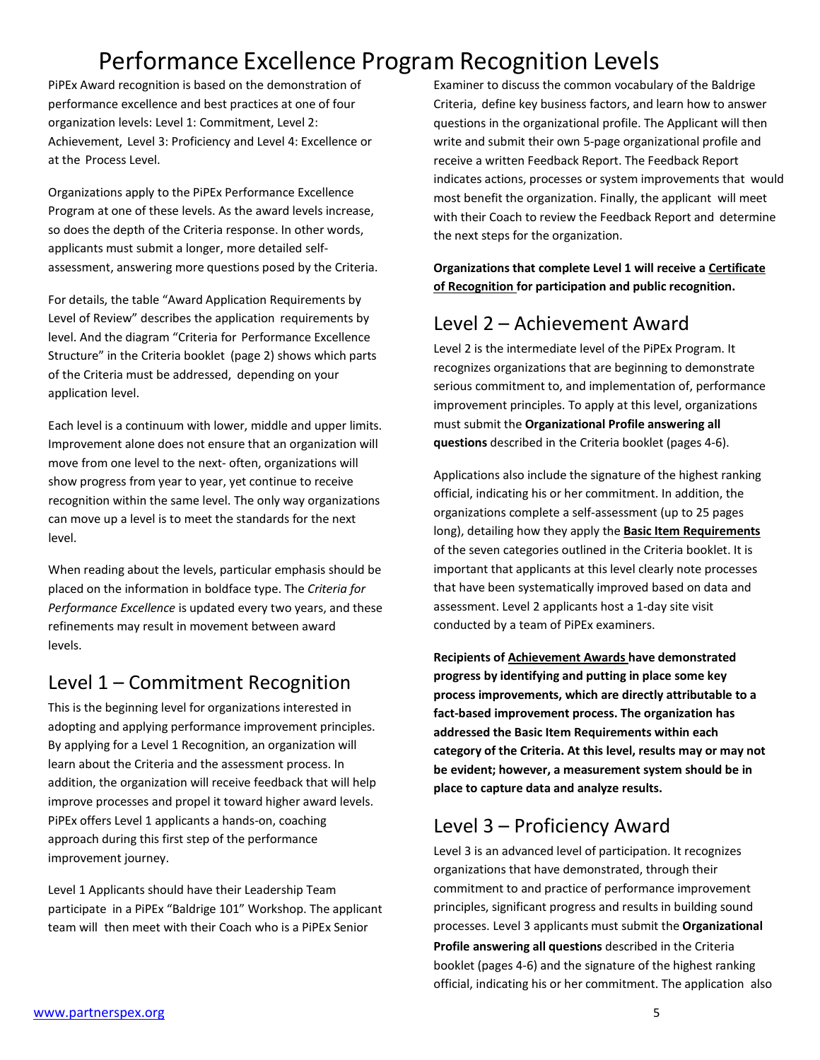# Performance Excellence Program Recognition Levels

PiPEx Award recognition is based on the demonstration of performance excellence and best practices at one of four organization levels: Level 1: Commitment, Level 2: Achievement, Level 3: Proficiency and Level 4: Excellence or at the Process Level.

Organizations apply to the PiPEx Performance Excellence Program at one of these levels. As the award levels increase, so does the depth of the Criteria response. In other words, applicants must submit a longer, more detailed self-assessment, answering more questions posed by the Criteria.

For details, the table "Award Application Requirements by Level of Review" describes the application requirements by level. And the diagram "Criteria for Performance Excellence Structure" in the Criteria booklet (page 2) shows which parts of the Criteria must be addressed, depending on your application level.

Each level is a continuum with lower, middle and upper limits. Improvement alone does not ensure that an organization will move from one level to the next- often, organizations will show progress from year to year, yet continue to receive recognition within the same level. The only way organizations can move up a level is to meet the standards for the next level.

When reading about the levels, particular emphasis should be placed on the information in boldface type. The *Criteria for Performance Excellence* is updated every two years, and these refinements may result in movement between award levels.

## Level 1 – Commitment Recognition

This is the beginning level for organizations interested in adopting and applying performance improvement principles. By applying for a Level 1 Recognition, an organization will learn about the Criteria and the assessment process. In addition, the organization will receive feedback that will help improve processes and propel it toward higher award levels. PiPEx offers Level 1 applicants a hands-on, coaching approach during this first step of the performance improvement journey.

Level 1 Applicants should have their Leadership Team participate in a PiPEx "Baldrige 101" Workshop. The applicant team will then meet with their Coach who is a PiPEx Senior Examiner to discuss the common vocabulary of the Baldrige Criteria, define key business factors, and learn how to answer questions in the organizational profile. The Applicant will then write and submit their own 5-page organizational profile and receive a written Feedback Report. The Feedback Report indicates actions, processes or system improvements that would most benefit the organization. Finally, the applicant will meet with their Coach to review the Feedback Report and determine the next steps for the organization.

**Organizations that complete Level 1 will receive a Certificate of Recognition for participation and public recognition.**

## Level 2 – Achievement Award

Level 2 is the intermediate level of the PiPEx Program. It recognizes organizations that are beginning to demonstrate serious commitment to, and implementation of, performance improvement principles. To apply at this level, organizations must submit the **Organizational Profile answering all questions** described in the Criteria booklet (pages 4-6).

Applications also include the signature of the highest ranking official, indicating his or her commitment. In addition, the organizations complete a self-assessment (up to 25 pages long), detailing how they apply the **Basic Item Requirements** of the seven categories outlined in the Criteria booklet. It is important that applicants at this level clearly note processes that have been systematically improved based on data and assessment. Level 2 applicants host a 1-day site visit conducted by a team of PiPEx examiners.

**Recipients of Achievement Awards have demonstrated progress by identifying and putting in place some key process improvements, which are directly attributable to a fact-based improvement process. The organization has addressed the Basic Item Requirements within each category of the Criteria. At this level, results may or may not be evident; however, a measurement system should be in place to capture data and analyze results.**

## Level 3 – Proficiency Award

Level 3 is an advanced level of participation. It recognizes organizations that have demonstrated, through their commitment to and practice of performance improvement principles, significant progress and results in building sound processes. Level 3 applicants must submit the **Organizational Profile answering all questions** described in the Criteria booklet (pages 4-6) and the signature of the highest ranking official, indicating his or her commitment. The application also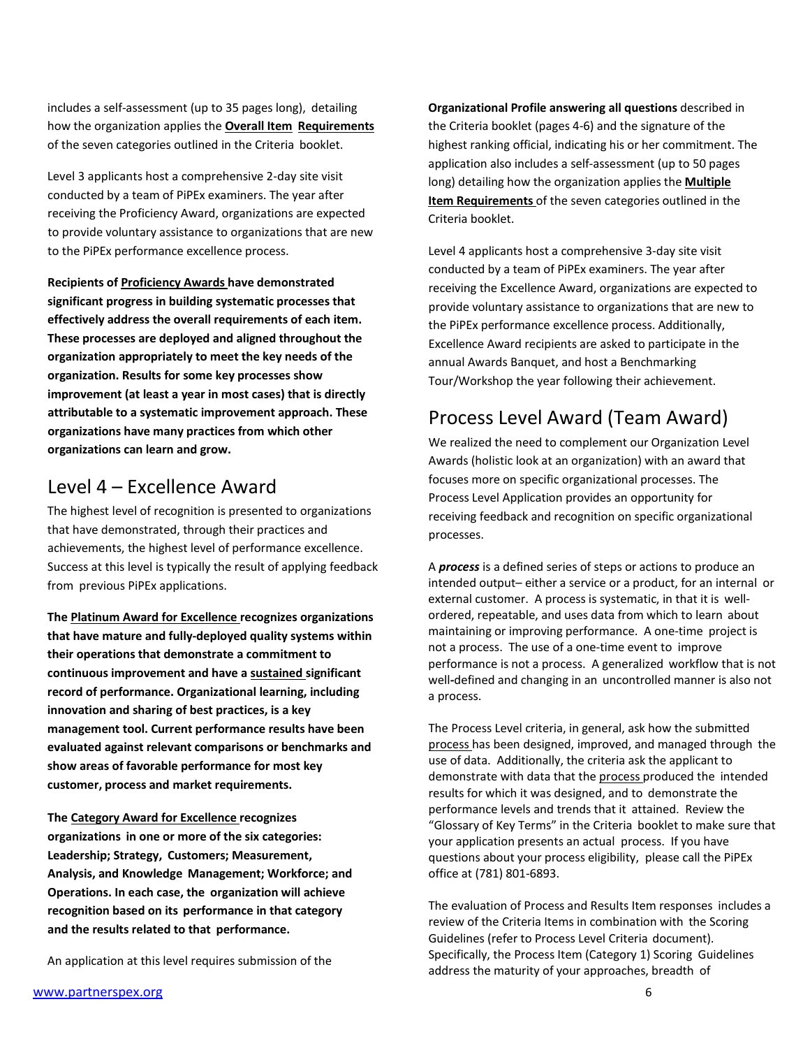includes a self-assessment (up to 35 pages long), detailing how the organization applies the **Overall Item Requirements** of the seven categories outlined in the Criteria booklet.

Level 3 applicants host a comprehensive 2-day site visit conducted by a team of PiPEx examiners. The year after receiving the Proficiency Award, organizations are expected to provide voluntary assistance to organizations that are new to the PiPEx performance excellence process.

**Recipients of Proficiency Awards have demonstrated significant progress in building systematic processes that effectively address the overall requirements of each item. These processes are deployed and aligned throughout the organization appropriately to meet the key needs of the organization. Results for some key processes show improvement (at least a year in most cases) that is directly attributable to a systematic improvement approach. These organizations have many practices from which other organizations can learn and grow.**

## Level 4 – Excellence Award

The highest level of recognition is presented to organizations that have demonstrated, through their practices and achievements, the highest level of performance excellence. Success at this level is typically the result of applying feedback from previous PiPEx applications.

**The Platinum Award for Excellence recognizes organizations that have mature and fully-deployed quality systems within their operations that demonstrate a commitment to continuous improvement and have a sustained significant record of performance. Organizational learning, including innovation and sharing of best practices, is a key management tool. Current performance results have been evaluated against relevant comparisons or benchmarks and show areas of favorable performance for most key customer, process and market requirements.**

**The Category Award for Excellence recognizes organizations in one or more of the six categories: Leadership; Strategy, Customers; Measurement, Analysis, and Knowledge Management; Workforce; and Operations. In each case, the organization will achieve recognition based on its performance in that category and the results related to that performance.**

An application at this level requires submission of the **Organizational Profile answering all questions** described in the Criteria booklet (pages 4-6) and the signature of the highest ranking official, indicating his or her commitment. The application also includes a self-assessment (up to 50 pages long) detailing how the organization applies the **Multiple Item Requirements** of the seven categories outlined in the Criteria booklet.

Level 4 applicants host a comprehensive 3-day site visit conducted by a team of PiPEx examiners. The year after receiving the Excellence Award, organizations are expected to provide voluntary assistance to organizations that are new to the PiPEx performance excellence process. Additionally, Excellence Award recipients are asked to participate in the annual Awards Banquet, and host a Benchmarking Tour/Workshop the year following their achievement.

## Process Level Award (Team Award)

We realized the need to complement our Organization Level Awards (holistic look at an organization) with an award that focuses more on specific organizational processes. The Process Level Application provides an opportunity for receiving feedback and recognition on specific organizational processes.

A ***process*** is a defined series of steps or actions to produce an intended output– either a service or a product, for an internal or external customer. A process is systematic, in that it is well-ordered, repeatable, and uses data from which to learn about maintaining or improving performance. A one-time project is not a process. The use of a one-time event to improve performance is not a process. A generalized workflow that is not well-defined and changing in an uncontrolled manner is also not a process.

The Process Level criteria, in general, ask how the submitted process has been designed, improved, and managed through the use of data. Additionally, the criteria ask the applicant to demonstrate with data that the process produced the intended results for which it was designed, and to demonstrate the performance levels and trends that it attained. Review the "Glossary of Key Terms" in the Criteria booklet to make sure that your application presents an actual process. If you have questions about your process eligibility, please call the PiPEx office at (781) 801-6893.

The evaluation of Process and Results Item responses includes a review of the Criteria Items in combination with the Scoring Guidelines (refer to Process Level Criteria document). Specifically, the Process Item (Category 1) Scoring Guidelines address the maturity of your approaches, breadth of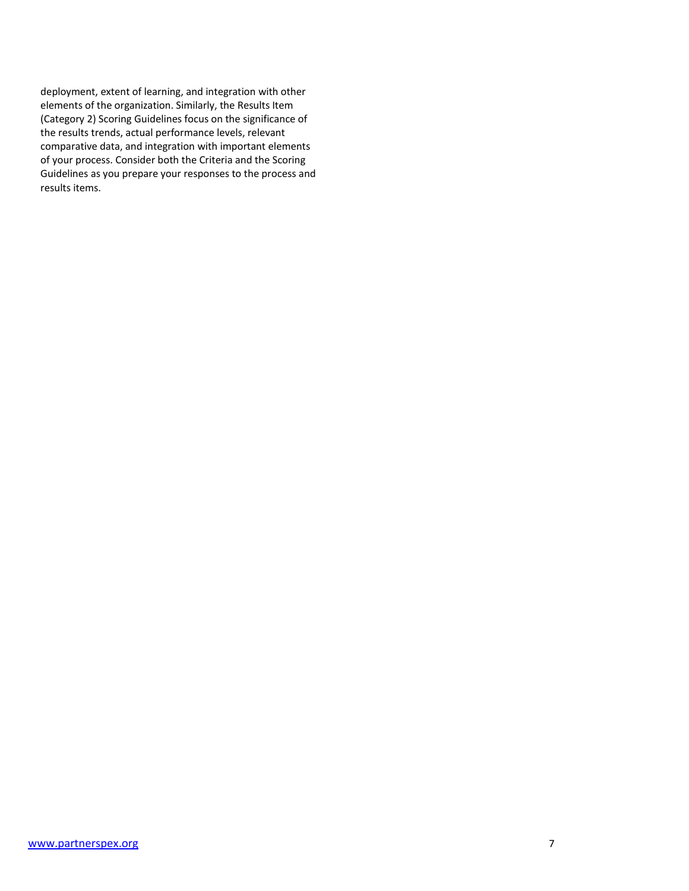deployment, extent of learning, and integration with other elements of the organization. Similarly, the Results Item (Category 2) Scoring Guidelines focus on the significance of the results trends, actual performance levels, relevant comparative data, and integration with important elements of your process. Consider both the Criteria and the Scoring Guidelines as you prepare your responses to the process and results items.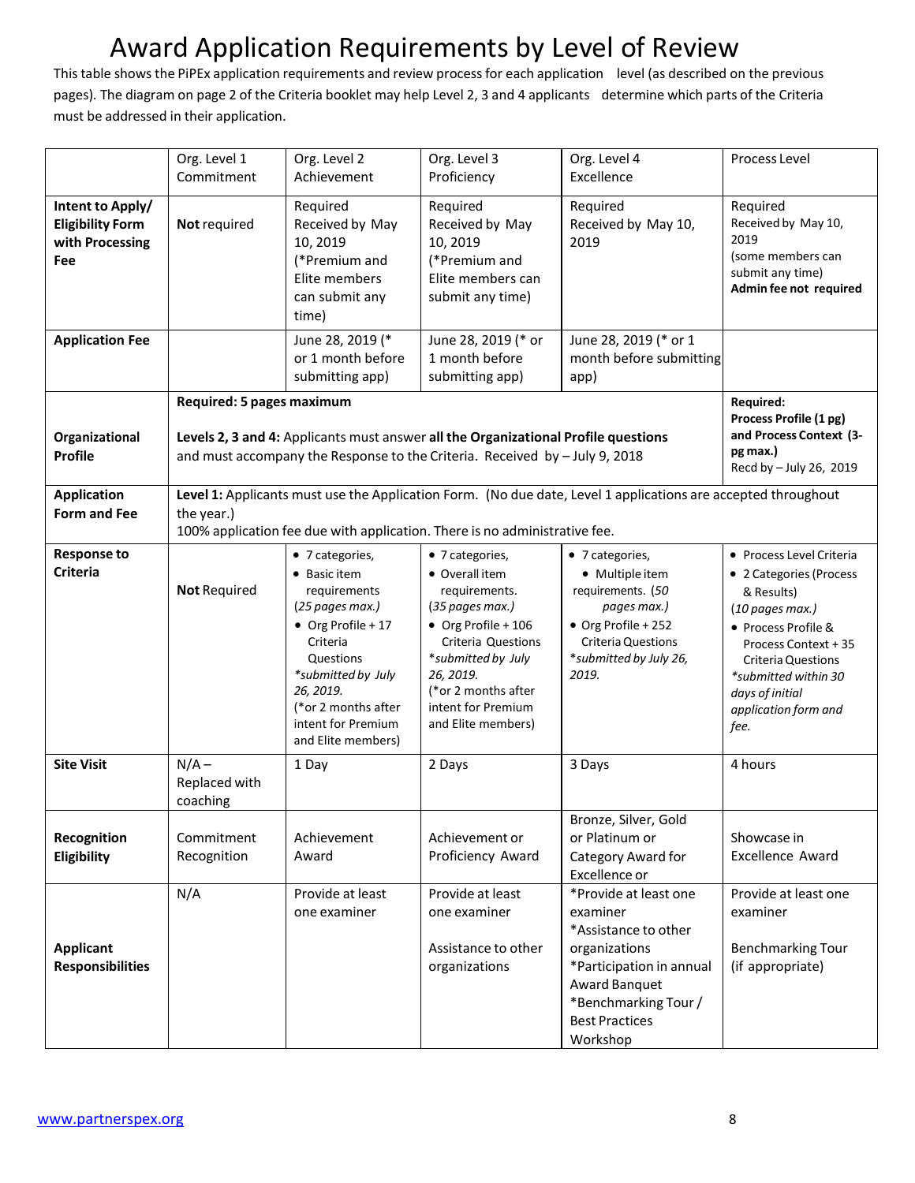# Award Application Requirements by Level of Review

This table shows the PiPEx application requirements and review process for each application level (as described on the previous pages). The diagram on page 2 of the Criteria booklet may help Level 2, 3 and 4 applicants determine which parts of the Criteria must be addressed in their application.

| | Org. Level 1 Commitment | Org. Level 2 Achievement | Org. Level 3 Proficiency | Org. Level 4 Excellence | Process Level |
|---|---|---|---|---|---|
| **Intent to Apply/ Eligibility Form with Processing Fee** | **Not** required | Required Received by May 10, 2019 (*Premium and Elite members can submit any time) | Required Received by May 10, 2019 (*Premium and Elite members can submit any time) | Required Received by May 10, 2019 | Required Received by May 10, 2019 (some members can submit any time) **Admin fee not required** |
| **Application Fee** | | June 28, 2019 (* or 1 month before submitting app) | June 28, 2019 (* or 1 month before submitting app) | June 28, 2019 (* or 1 month before submitting app) | |
| **Organizational Profile** | **Required: 5 pages maximum**<br><br>**Levels 2, 3 and 4:** Applicants must answer **all the Organizational Profile questions** and must accompany the Response to the Criteria. Received by – July 9, 2018 | | | | **Required: Process Profile (1 pg) and Process Context (3-pg max.)** Recd by – July 26, 2019 |
| **Application Form and Fee** | **Level 1:** Applicants must use the Application Form. (No due date, Level 1 applications are accepted throughout the year.)<br>100% application fee due with application. There is no administrative fee. | | | | |
| **Response to Criteria** | **Not** Required | • 7 categories,<br>• Basic item requirements<br>*(25 pages max.)*<br>• Org Profile + 17 Criteria Questions<br>**submitted by July 26, 2019.*<br>(*or 2 months after intent for Premium and Elite members) | • 7 categories,<br>• Overall item requirements.<br>*(35 pages max.)*<br>• Org Profile + 106 Criteria Questions<br>**submitted by July 26, 2019.*<br>(*or 2 months after intent for Premium and Elite members) | • 7 categories,<br>• Multiple item requirements. *(50 pages max.)*<br>• Org Profile + 252 Criteria Questions<br>**submitted by July 26, 2019.*<br> | • Process Level Criteria<br>• 2 Categories (Process & Results)<br>*(10 pages max.)*<br>• Process Profile & Process Context + 35 Criteria Questions<br>**submitted within 30 days of initial application form and fee.* |
| **Site Visit** | N/A – Replaced with coaching | 1 Day | 2 Days | 3 Days | 4 hours |
| **Recognition Eligibility** | Commitment Recognition | Achievement Award | Achievement or Proficiency Award | Bronze, Silver, Gold or Platinum or Category Award for Excellence or | Showcase in Excellence Award |
| **Applicant Responsibilities** | N/A | Provide at least one examiner | Provide at least one examiner<br><br>Assistance to other organizations | *Provide at least one examiner<br>*Assistance to other organizations<br>*Participation in annual Award Banquet<br>*Benchmarking Tour / Best Practices Workshop | Provide at least one examiner<br><br>Benchmarking Tour (if appropriate) |

www.partnerspex.org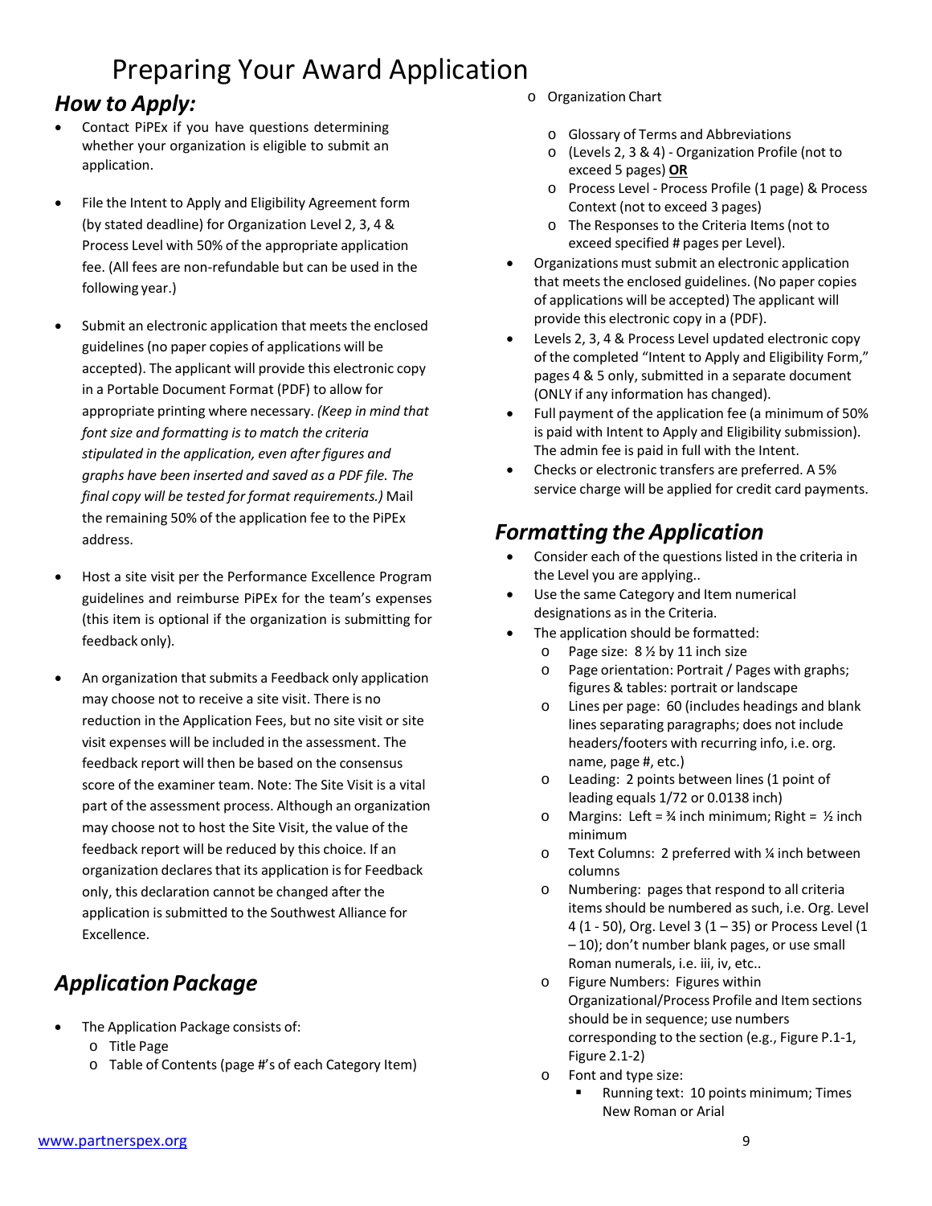# Preparing Your Award Application

## *How to Apply:*

- Contact PiPEx if you have questions determining whether your organization is eligible to submit an application.
- File the Intent to Apply and Eligibility Agreement form (by stated deadline) for Organization Level 2, 3, 4 & Process Level with 50% of the appropriate application fee. (All fees are non-refundable but can be used in the following year.)
- Submit an electronic application that meets the enclosed guidelines (no paper copies of applications will be accepted). The applicant will provide this electronic copy in a Portable Document Format (PDF) to allow for appropriate printing where necessary. *(Keep in mind that font size and formatting is to match the criteria stipulated in the application, even after figures and graphs have been inserted and saved as a PDF file. The final copy will be tested for format requirements.)* Mail the remaining 50% of the application fee to the PiPEx address.
- Host a site visit per the Performance Excellence Program guidelines and reimburse PiPEx for the team's expenses (this item is optional if the organization is submitting for feedback only).
- An organization that submits a Feedback only application may choose not to receive a site visit. There is no reduction in the Application Fees, but no site visit or site visit expenses will be included in the assessment. The feedback report will then be based on the consensus score of the examiner team. Note: The Site Visit is a vital part of the assessment process. Although an organization may choose not to host the Site Visit, the value of the feedback report will be reduced by this choice. If an organization declares that its application is for Feedback only, this declaration cannot be changed after the application is submitted to the Southwest Alliance for Excellence.

## *Application Package*

- The Application Package consists of:
  - Title Page
  - Table of Contents (page #'s of each Category Item)
  - Organization Chart
  - Glossary of Terms and Abbreviations
  - (Levels 2, 3 & 4) - Organization Profile (not to exceed 5 pages) **OR**
  - Process Level - Process Profile (1 page) & Process Context (not to exceed 3 pages)
  - The Responses to the Criteria Items (not to exceed specified # pages per Level).
- Organizations must submit an electronic application that meets the enclosed guidelines. (No paper copies of applications will be accepted) The applicant will provide this electronic copy in a (PDF).
- Levels 2, 3, 4 & Process Level updated electronic copy of the completed "Intent to Apply and Eligibility Form," pages 4 & 5 only, submitted in a separate document (ONLY if any information has changed).
- Full payment of the application fee (a minimum of 50% is paid with Intent to Apply and Eligibility submission). The admin fee is paid in full with the Intent.
- Checks or electronic transfers are preferred. A 5% service charge will be applied for credit card payments.

## *Formatting the Application*

- Consider each of the questions listed in the criteria in the Level you are applying..
- Use the same Category and Item numerical designations as in the Criteria.
- The application should be formatted:
  - Page size: 8 ½ by 11 inch size
  - Page orientation: Portrait / Pages with graphs; figures & tables: portrait or landscape
  - Lines per page: 60 (includes headings and blank lines separating paragraphs; does not include headers/footers with recurring info, i.e. org. name, page #, etc.)
  - Leading: 2 points between lines (1 point of leading equals 1/72 or 0.0138 inch)
  - Margins: Left = ¾ inch minimum; Right = ½ inch minimum
  - Text Columns: 2 preferred with ¼ inch between columns
  - Numbering: pages that respond to all criteria items should be numbered as such, i.e. Org. Level 4 (1 - 50), Org. Level 3 (1 – 35) or Process Level (1 – 10); don't number blank pages, or use small Roman numerals, i.e. iii, iv, etc..
  - Figure Numbers: Figures within Organizational/Process Profile and Item sections should be in sequence; use numbers corresponding to the section (e.g., Figure P.1-1, Figure 2.1-2)
  - Font and type size:
    - Running text: 10 points minimum; Times New Roman or Arial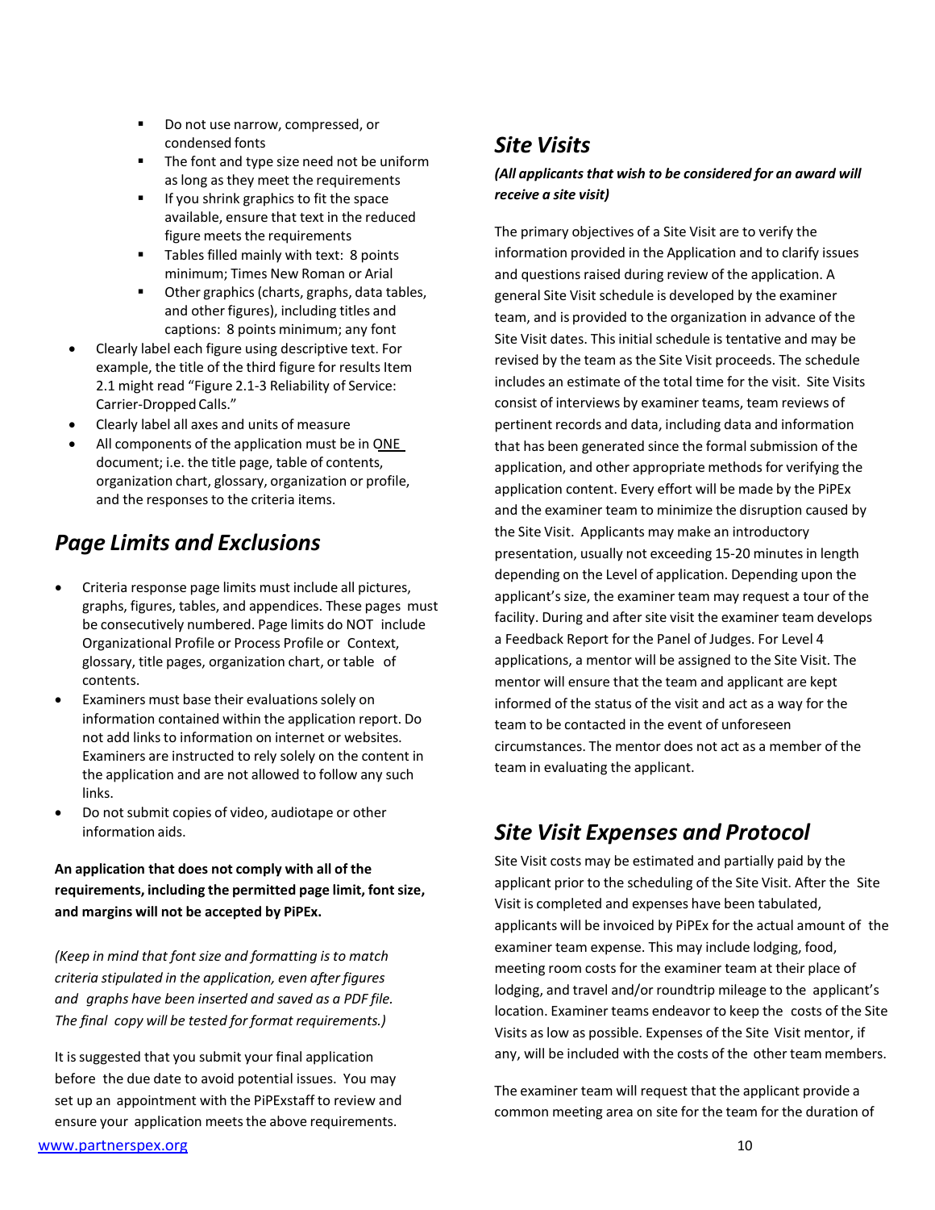- Do not use narrow, compressed, or condensed fonts
    - The font and type size need not be uniform as long as they meet the requirements
    - If you shrink graphics to fit the space available, ensure that text in the reduced figure meets the requirements
    - Tables filled mainly with text: 8 points minimum; Times New Roman or Arial
    - Other graphics (charts, graphs, data tables, and other figures), including titles and captions: 8 points minimum; any font
- Clearly label each figure using descriptive text. For example, the title of the third figure for results Item 2.1 might read "Figure 2.1-3 Reliability of Service: Carrier-Dropped Calls."
- Clearly label all axes and units of measure
- All components of the application must be in ONE document; i.e. the title page, table of contents, organization chart, glossary, organization or profile, and the responses to the criteria items.

## *Page Limits and Exclusions*

- Criteria response page limits must include all pictures, graphs, figures, tables, and appendices. These pages must be consecutively numbered. Page limits do NOT include Organizational Profile or Process Profile or Context, glossary, title pages, organization chart, or table of contents.
- Examiners must base their evaluations solely on information contained within the application report. Do not add links to information on internet or websites. Examiners are instructed to rely solely on the content in the application and are not allowed to follow any such links.
- Do not submit copies of video, audiotape or other information aids.

**An application that does not comply with all of the requirements, including the permitted page limit, font size, and margins will not be accepted by PiPEx.**

*(Keep in mind that font size and formatting is to match criteria stipulated in the application, even after figures and graphs have been inserted and saved as a PDF file. The final copy will be tested for format requirements.)*

It is suggested that you submit your final application before the due date to avoid potential issues. You may set up an appointment with the PiPExstaff to review and ensure your application meets the above requirements.

## *Site Visits*

***(All applicants that wish to be considered for an award will receive a site visit)***

The primary objectives of a Site Visit are to verify the information provided in the Application and to clarify issues and questions raised during review of the application. A general Site Visit schedule is developed by the examiner team, and is provided to the organization in advance of the Site Visit dates. This initial schedule is tentative and may be revised by the team as the Site Visit proceeds. The schedule includes an estimate of the total time for the visit. Site Visits consist of interviews by examiner teams, team reviews of pertinent records and data, including data and information that has been generated since the formal submission of the application, and other appropriate methods for verifying the application content. Every effort will be made by the PiPEx and the examiner team to minimize the disruption caused by the Site Visit. Applicants may make an introductory presentation, usually not exceeding 15-20 minutes in length depending on the Level of application. Depending upon the applicant's size, the examiner team may request a tour of the facility. During and after site visit the examiner team develops a Feedback Report for the Panel of Judges. For Level 4 applications, a mentor will be assigned to the Site Visit. The mentor will ensure that the team and applicant are kept informed of the status of the visit and act as a way for the team to be contacted in the event of unforeseen circumstances. The mentor does not act as a member of the team in evaluating the applicant.

## *Site Visit Expenses and Protocol*

Site Visit costs may be estimated and partially paid by the applicant prior to the scheduling of the Site Visit. After the Site Visit is completed and expenses have been tabulated, applicants will be invoiced by PiPEx for the actual amount of the examiner team expense. This may include lodging, food, meeting room costs for the examiner team at their place of lodging, and travel and/or roundtrip mileage to the applicant's location. Examiner teams endeavor to keep the costs of the Site Visits as low as possible. Expenses of the Site Visit mentor, if any, will be included with the costs of the other team members.

The examiner team will request that the applicant provide a common meeting area on site for the team for the duration of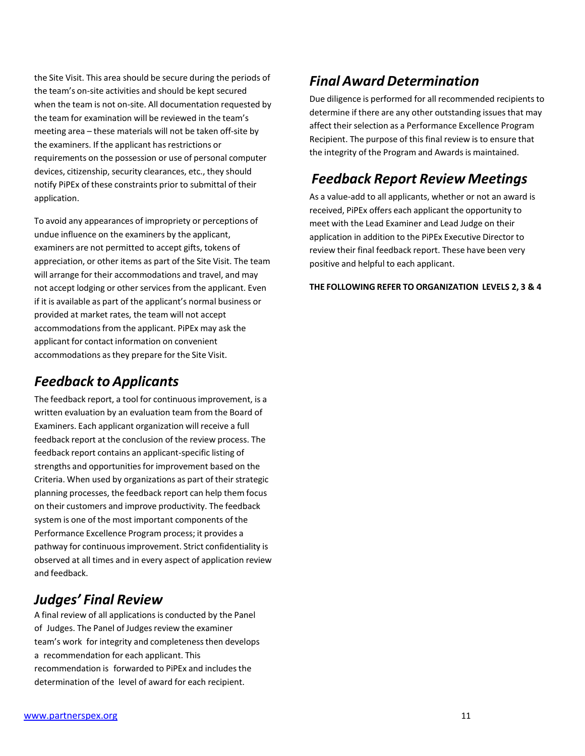the Site Visit. This area should be secure during the periods of the team's on-site activities and should be kept secured when the team is not on-site. All documentation requested by the team for examination will be reviewed in the team's meeting area – these materials will not be taken off-site by the examiners. If the applicant has restrictions or requirements on the possession or use of personal computer devices, citizenship, security clearances, etc., they should notify PiPEx of these constraints prior to submittal of their application.

To avoid any appearances of impropriety or perceptions of undue influence on the examiners by the applicant, examiners are not permitted to accept gifts, tokens of appreciation, or other items as part of the Site Visit. The team will arrange for their accommodations and travel, and may not accept lodging or other services from the applicant. Even if it is available as part of the applicant's normal business or provided at market rates, the team will not accept accommodations from the applicant. PiPEx may ask the applicant for contact information on convenient accommodations as they prepare for the Site Visit.

## *Feedback to Applicants*

The feedback report, a tool for continuous improvement, is a written evaluation by an evaluation team from the Board of Examiners. Each applicant organization will receive a full feedback report at the conclusion of the review process. The feedback report contains an applicant-specific listing of strengths and opportunities for improvement based on the Criteria. When used by organizations as part of their strategic planning processes, the feedback report can help them focus on their customers and improve productivity. The feedback system is one of the most important components of the Performance Excellence Program process; it provides a pathway for continuous improvement. Strict confidentiality is observed at all times and in every aspect of application review and feedback.

## *Judges' Final Review*

A final review of all applications is conducted by the Panel of Judges. The Panel of Judges review the examiner team's work for integrity and completeness then develops a recommendation for each applicant. This recommendation is forwarded to PiPEx and includes the determination of the level of award for each recipient.

## *Final Award Determination*

Due diligence is performed for all recommended recipients to determine if there are any other outstanding issues that may affect their selection as a Performance Excellence Program Recipient. The purpose of this final review is to ensure that the integrity of the Program and Awards is maintained.

## *Feedback Report Review Meetings*

As a value-add to all applicants, whether or not an award is received, PiPEx offers each applicant the opportunity to meet with the Lead Examiner and Lead Judge on their application in addition to the PiPEx Executive Director to review their final feedback report. These have been very positive and helpful to each applicant.

**THE FOLLOWING REFER TO ORGANIZATION LEVELS 2, 3 & 4**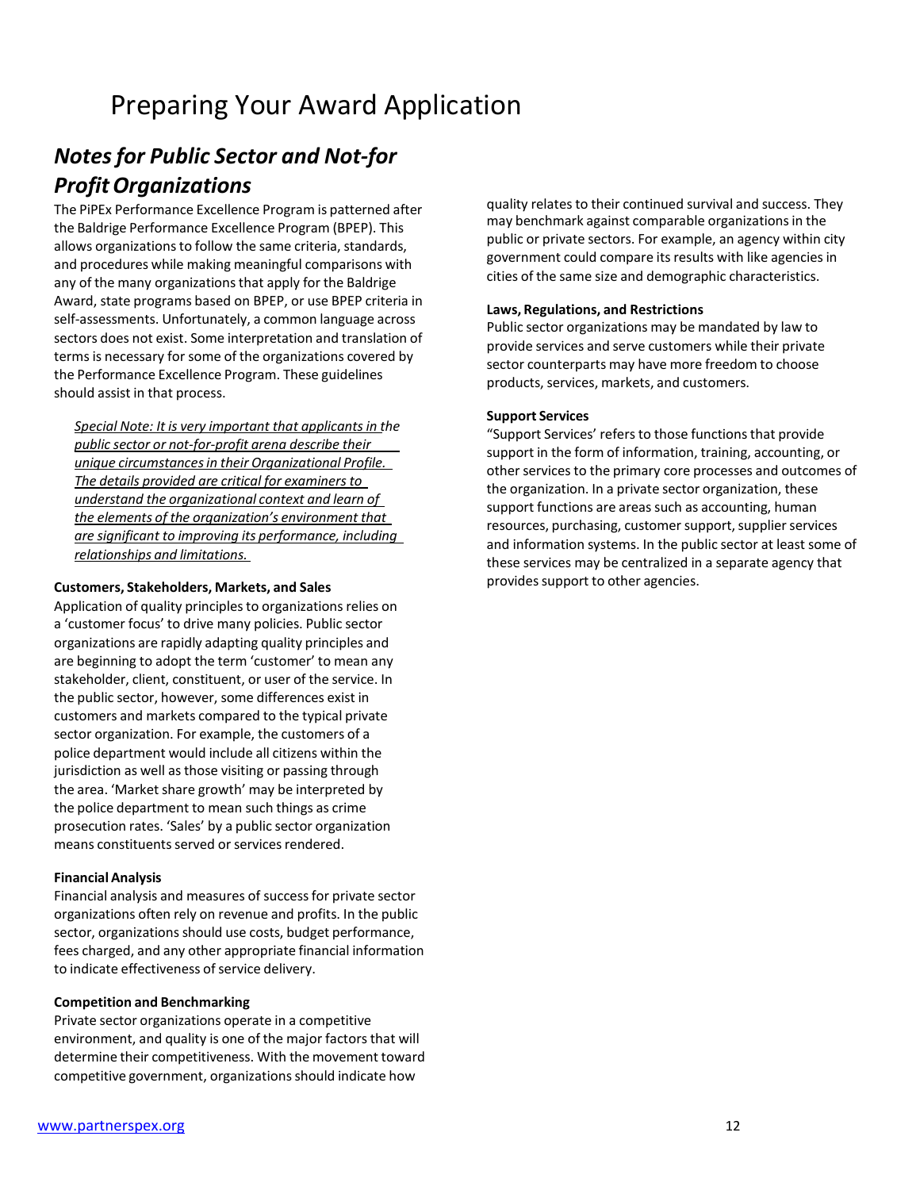# Preparing Your Award Application

## *Notes for Public Sector and Not-for Profit Organizations*

The PiPEx Performance Excellence Program is patterned after the Baldrige Performance Excellence Program (BPEP). This allows organizations to follow the same criteria, standards, and procedures while making meaningful comparisons with any of the many organizations that apply for the Baldrige Award, state programs based on BPEP, or use BPEP criteria in self-assessments. Unfortunately, a common language across sectors does not exist. Some interpretation and translation of terms is necessary for some of the organizations covered by the Performance Excellence Program. These guidelines should assist in that process.

> *<u>Special Note: It is very important that applicants in the public sector or not-for-profit arena describe their unique circumstances in their Organizational Profile. The details provided are critical for examiners to understand the organizational context and learn of the elements of the organization's environment that are significant to improving its performance, including relationships and limitations.</u>*

**Customers, Stakeholders, Markets, and Sales**

Application of quality principles to organizations relies on a 'customer focus' to drive many policies. Public sector organizations are rapidly adapting quality principles and are beginning to adopt the term 'customer' to mean any stakeholder, client, constituent, or user of the service. In the public sector, however, some differences exist in customers and markets compared to the typical private sector organization. For example, the customers of a police department would include all citizens within the jurisdiction as well as those visiting or passing through the area. 'Market share growth' may be interpreted by the police department to mean such things as crime prosecution rates. 'Sales' by a public sector organization means constituents served or services rendered.

**Financial Analysis**

Financial analysis and measures of success for private sector organizations often rely on revenue and profits. In the public sector, organizations should use costs, budget performance, fees charged, and any other appropriate financial information to indicate effectiveness of service delivery.

**Competition and Benchmarking**

Private sector organizations operate in a competitive environment, and quality is one of the major factors that will determine their competitiveness. With the movement toward competitive government, organizations should indicate how quality relates to their continued survival and success. They may benchmark against comparable organizations in the public or private sectors. For example, an agency within city government could compare its results with like agencies in cities of the same size and demographic characteristics.

**Laws, Regulations, and Restrictions**

Public sector organizations may be mandated by law to provide services and serve customers while their private sector counterparts may have more freedom to choose products, services, markets, and customers.

**Support Services**

"Support Services' refers to those functions that provide support in the form of information, training, accounting, or other services to the primary core processes and outcomes of the organization. In a private sector organization, these support functions are areas such as accounting, human resources, purchasing, customer support, supplier services and information systems. In the public sector at least some of these services may be centralized in a separate agency that provides support to other agencies.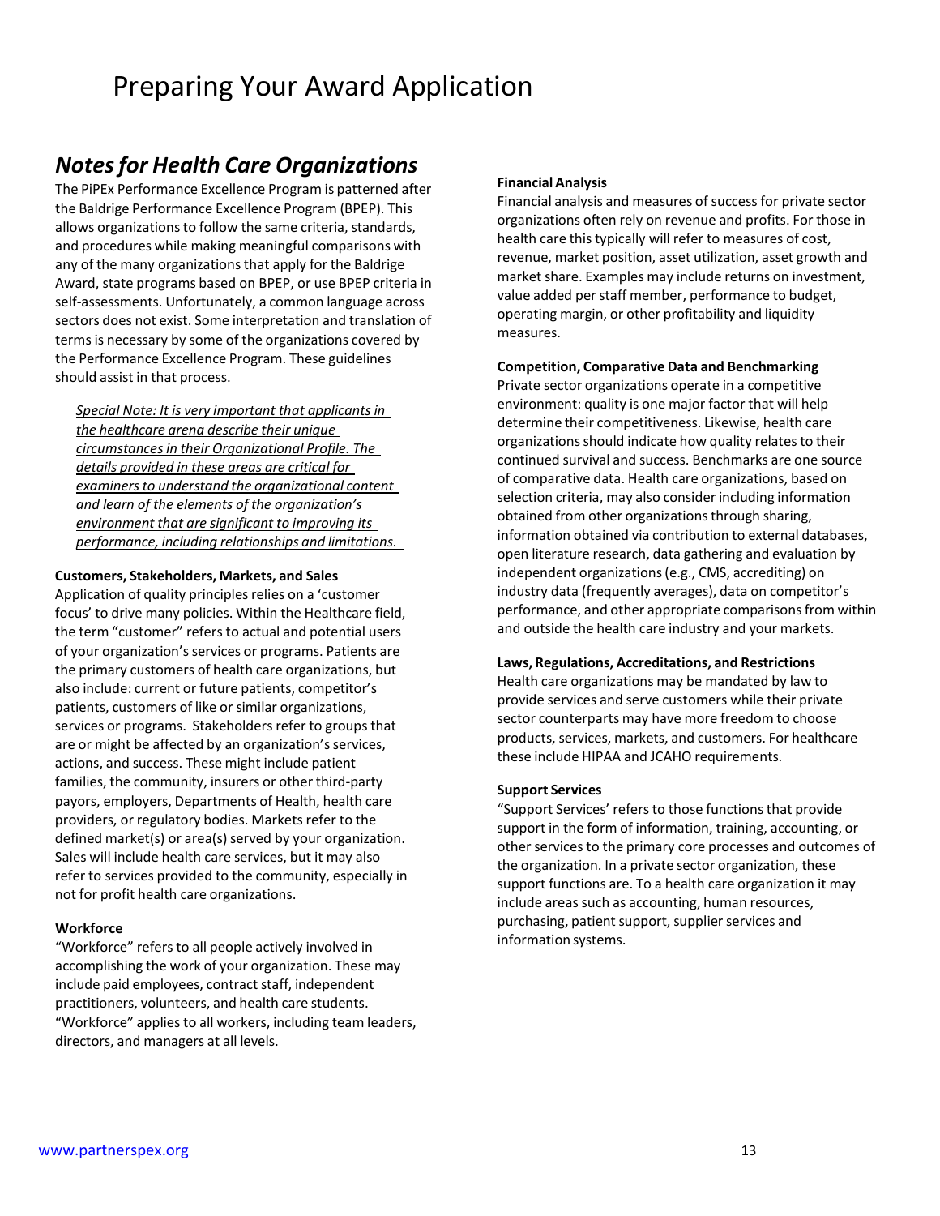# Preparing Your Award Application

## *Notes for Health Care Organizations*

The PiPEx Performance Excellence Program is patterned after the Baldrige Performance Excellence Program (BPEP). This allows organizations to follow the same criteria, standards, and procedures while making meaningful comparisons with any of the many organizations that apply for the Baldrige Award, state programs based on BPEP, or use BPEP criteria in self-assessments. Unfortunately, a common language across sectors does not exist. Some interpretation and translation of terms is necessary by some of the organizations covered by the Performance Excellence Program. These guidelines should assist in that process.

> *Special Note: It is very important that applicants in the healthcare arena describe their unique circumstances in their Organizational Profile. The details provided in these areas are critical for examiners to understand the organizational content and learn of the elements of the organization's environment that are significant to improving its performance, including relationships and limitations.*

**Customers, Stakeholders, Markets, and Sales**

Application of quality principles relies on a 'customer focus' to drive many policies. Within the Healthcare field, the term "customer" refers to actual and potential users of your organization's services or programs. Patients are the primary customers of health care organizations, but also include: current or future patients, competitor's patients, customers of like or similar organizations, services or programs. Stakeholders refer to groups that are or might be affected by an organization's services, actions, and success. These might include patient families, the community, insurers or other third-party payors, employers, Departments of Health, health care providers, or regulatory bodies. Markets refer to the defined market(s) or area(s) served by your organization. Sales will include health care services, but it may also refer to services provided to the community, especially in not for profit health care organizations.

**Workforce**

"Workforce" refers to all people actively involved in accomplishing the work of your organization. These may include paid employees, contract staff, independent practitioners, volunteers, and health care students. "Workforce" applies to all workers, including team leaders, directors, and managers at all levels.

**Financial Analysis**

Financial analysis and measures of success for private sector organizations often rely on revenue and profits. For those in health care this typically will refer to measures of cost, revenue, market position, asset utilization, asset growth and market share. Examples may include returns on investment, value added per staff member, performance to budget, operating margin, or other profitability and liquidity measures.

**Competition, Comparative Data and Benchmarking**

Private sector organizations operate in a competitive environment: quality is one major factor that will help determine their competitiveness. Likewise, health care organizations should indicate how quality relates to their continued survival and success. Benchmarks are one source of comparative data. Health care organizations, based on selection criteria, may also consider including information obtained from other organizations through sharing, information obtained via contribution to external databases, open literature research, data gathering and evaluation by independent organizations (e.g., CMS, accrediting) on industry data (frequently averages), data on competitor's performance, and other appropriate comparisons from within and outside the health care industry and your markets.

**Laws, Regulations, Accreditations, and Restrictions**

Health care organizations may be mandated by law to provide services and serve customers while their private sector counterparts may have more freedom to choose products, services, markets, and customers. For healthcare these include HIPAA and JCAHO requirements.

**Support Services**

"Support Services' refers to those functions that provide support in the form of information, training, accounting, or other services to the primary core processes and outcomes of the organization. In a private sector organization, these support functions are. To a health care organization it may include areas such as accounting, human resources, purchasing, patient support, supplier services and information systems.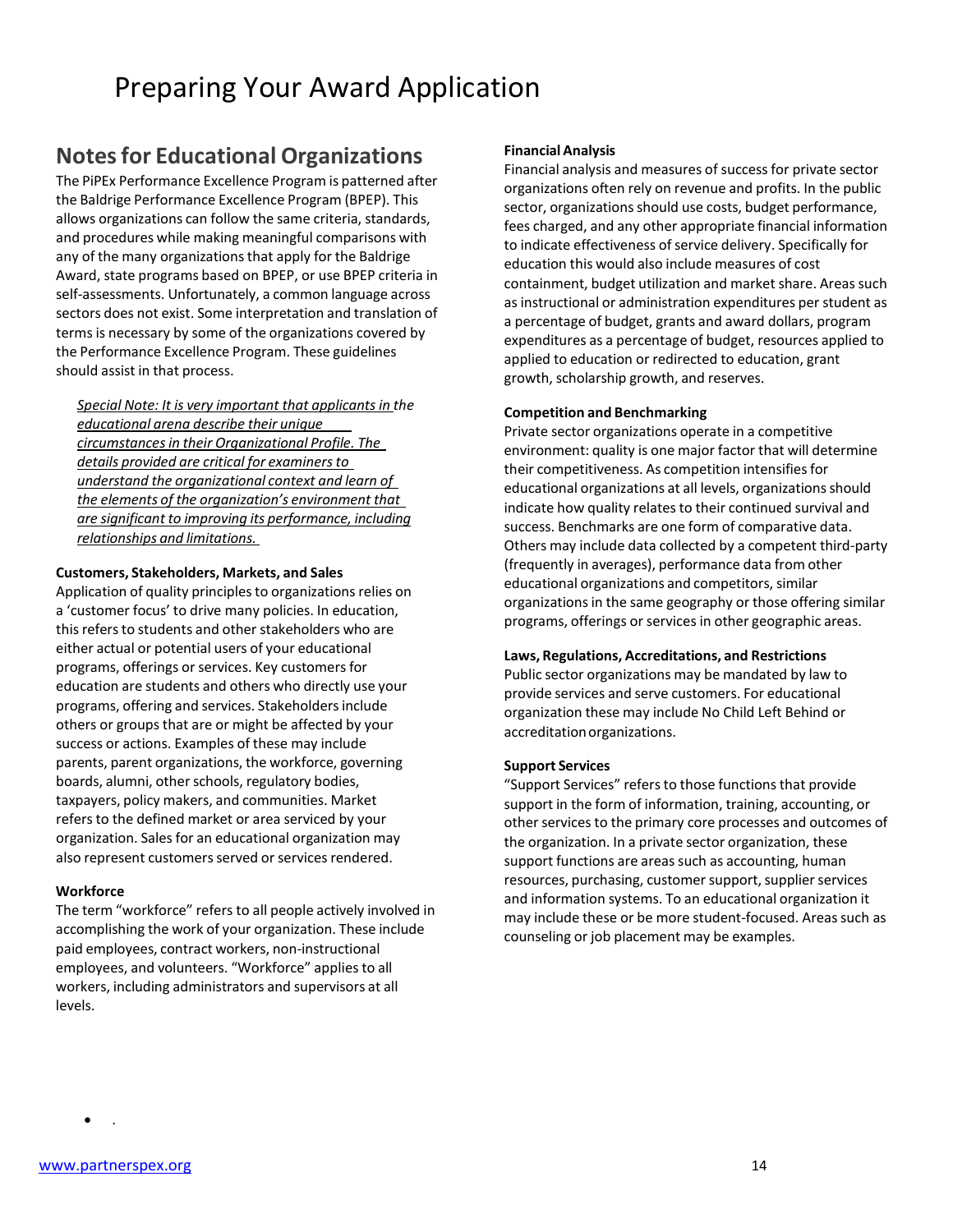# Preparing Your Award Application

## Notes for Educational Organizations

The PiPEx Performance Excellence Program is patterned after the Baldrige Performance Excellence Program (BPEP). This allows organizations can follow the same criteria, standards, and procedures while making meaningful comparisons with any of the many organizations that apply for the Baldrige Award, state programs based on BPEP, or use BPEP criteria in self-assessments. Unfortunately, a common language across sectors does not exist. Some interpretation and translation of terms is necessary by some of the organizations covered by the Performance Excellence Program. These guidelines should assist in that process.

> *Special Note: It is very important that applicants in the educational arena describe their unique circumstances in their Organizational Profile. The details provided are critical for examiners to understand the organizational context and learn of the elements of the organization's environment that are significant to improving its performance, including relationships and limitations.*

**Customers, Stakeholders, Markets, and Sales**

Application of quality principles to organizations relies on a 'customer focus' to drive many policies. In education, this refers to students and other stakeholders who are either actual or potential users of your educational programs, offerings or services. Key customers for education are students and others who directly use your programs, offering and services. Stakeholders include others or groups that are or might be affected by your success or actions. Examples of these may include parents, parent organizations, the workforce, governing boards, alumni, other schools, regulatory bodies, taxpayers, policy makers, and communities. Market refers to the defined market or area serviced by your organization. Sales for an educational organization may also represent customers served or services rendered.

**Workforce**

The term "workforce" refers to all people actively involved in accomplishing the work of your organization. These include paid employees, contract workers, non-instructional employees, and volunteers. "Workforce" applies to all workers, including administrators and supervisors at all levels.

**Financial Analysis**

Financial analysis and measures of success for private sector organizations often rely on revenue and profits. In the public sector, organizations should use costs, budget performance, fees charged, and any other appropriate financial information to indicate effectiveness of service delivery. Specifically for education this would also include measures of cost containment, budget utilization and market share. Areas such as instructional or administration expenditures per student as a percentage of budget, grants and award dollars, program expenditures as a percentage of budget, resources applied to applied to education or redirected to education, grant growth, scholarship growth, and reserves.

**Competition and Benchmarking**

Private sector organizations operate in a competitive environment: quality is one major factor that will determine their competitiveness. As competition intensifies for educational organizations at all levels, organizations should indicate how quality relates to their continued survival and success. Benchmarks are one form of comparative data. Others may include data collected by a competent third-party (frequently in averages), performance data from other educational organizations and competitors, similar organizations in the same geography or those offering similar programs, offerings or services in other geographic areas.

**Laws, Regulations, Accreditations, and Restrictions**

Public sector organizations may be mandated by law to provide services and serve customers. For educational organization these may include No Child Left Behind or accreditation organizations.

**Support Services**

"Support Services" refers to those functions that provide support in the form of information, training, accounting, or other services to the primary core processes and outcomes of the organization. In a private sector organization, these support functions are areas such as accounting, human resources, purchasing, customer support, supplier services and information systems. To an educational organization it may include these or be more student-focused. Areas such as counseling or job placement may be examples.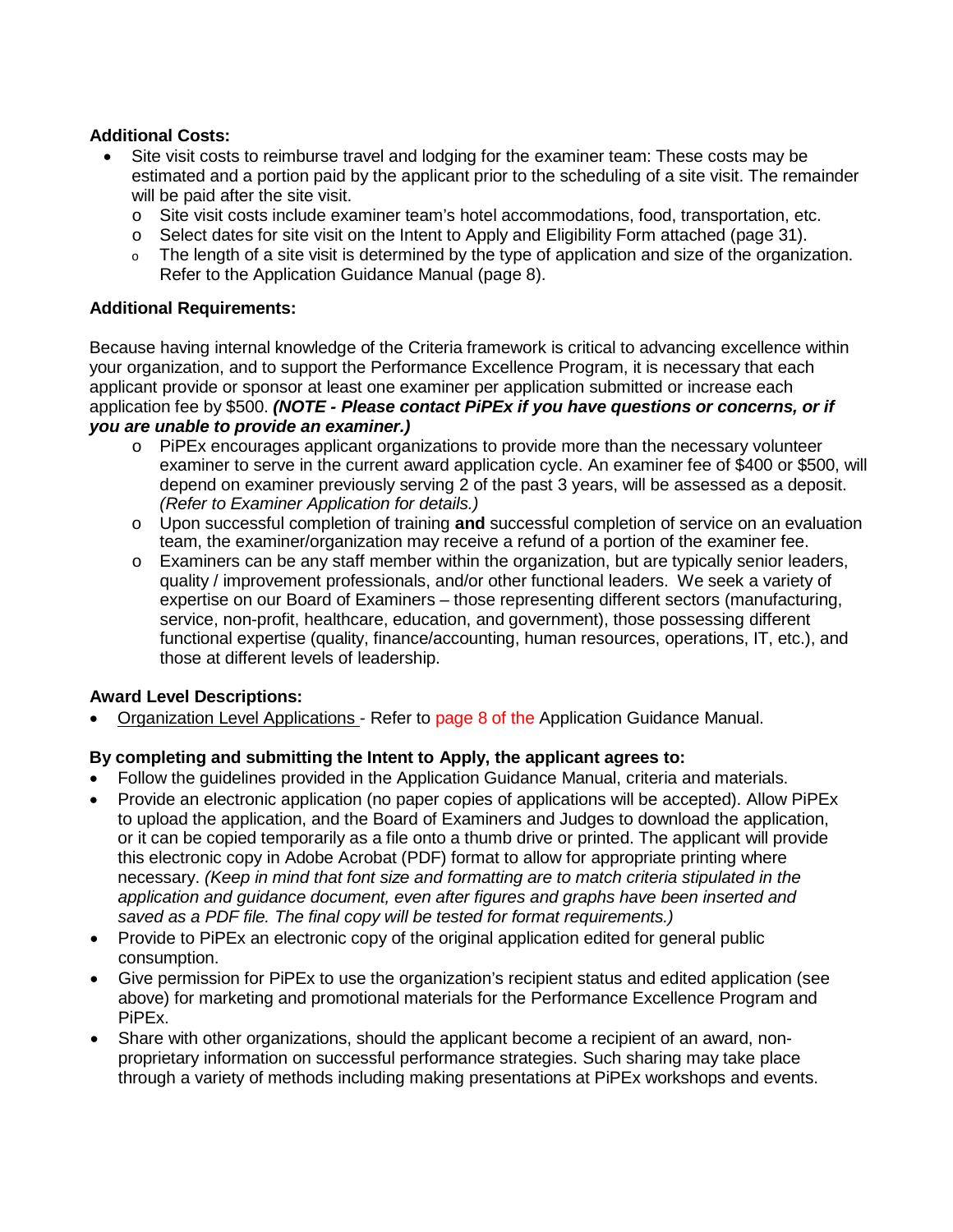**Additional Costs:**

- Site visit costs to reimburse travel and lodging for the examiner team: These costs may be estimated and a portion paid by the applicant prior to the scheduling of a site visit. The remainder will be paid after the site visit.
  - Site visit costs include examiner team's hotel accommodations, food, transportation, etc.
  - Select dates for site visit on the Intent to Apply and Eligibility Form attached (page 31).
  - The length of a site visit is determined by the type of application and size of the organization. Refer to the Application Guidance Manual (page 8).

**Additional Requirements:**

Because having internal knowledge of the Criteria framework is critical to advancing excellence within your organization, and to support the Performance Excellence Program, it is necessary that each applicant provide or sponsor at least one examiner per application submitted or increase each application fee by $500. ***(NOTE - Please contact PiPEx if you have questions or concerns, or if you are unable to provide an examiner.)***

- PiPEx encourages applicant organizations to provide more than the necessary volunteer examiner to serve in the current award application cycle. An examiner fee of $400 or $500, will depend on examiner previously serving 2 of the past 3 years, will be assessed as a deposit. *(Refer to Examiner Application for details.)*
- Upon successful completion of training **and** successful completion of service on an evaluation team, the examiner/organization may receive a refund of a portion of the examiner fee.
- Examiners can be any staff member within the organization, but are typically senior leaders, quality / improvement professionals, and/or other functional leaders. We seek a variety of expertise on our Board of Examiners – those representing different sectors (manufacturing, service, non-profit, healthcare, education, and government), those possessing different functional expertise (quality, finance/accounting, human resources, operations, IT, etc.), and those at different levels of leadership.

**Award Level Descriptions:**

- Organization Level Applications - Refer to page 8 of the Application Guidance Manual.

**By completing and submitting the Intent to Apply, the applicant agrees to:**

- Follow the guidelines provided in the Application Guidance Manual, criteria and materials.
- Provide an electronic application (no paper copies of applications will be accepted). Allow PiPEx to upload the application, and the Board of Examiners and Judges to download the application, or it can be copied temporarily as a file onto a thumb drive or printed. The applicant will provide this electronic copy in Adobe Acrobat (PDF) format to allow for appropriate printing where necessary. *(Keep in mind that font size and formatting are to match criteria stipulated in the application and guidance document, even after figures and graphs have been inserted and saved as a PDF file. The final copy will be tested for format requirements.)*
- Provide to PiPEx an electronic copy of the original application edited for general public consumption.
- Give permission for PiPEx to use the organization's recipient status and edited application (see above) for marketing and promotional materials for the Performance Excellence Program and PiPEx.
- Share with other organizations, should the applicant become a recipient of an award, non-proprietary information on successful performance strategies. Such sharing may take place through a variety of methods including making presentations at PiPEx workshops and events.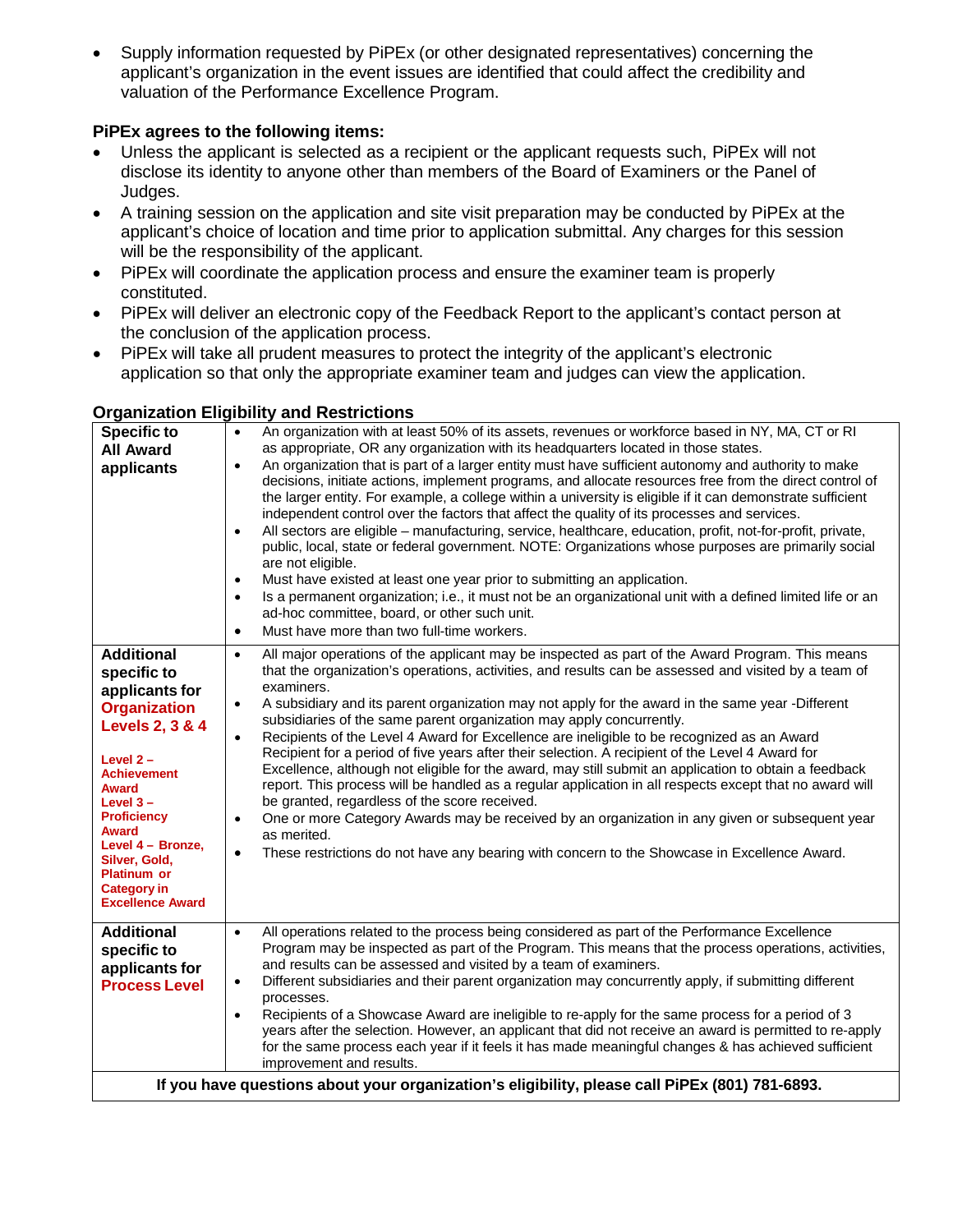- Supply information requested by PiPEx (or other designated representatives) concerning the applicant's organization in the event issues are identified that could affect the credibility and valuation of the Performance Excellence Program.

**PiPEx agrees to the following items:**

- Unless the applicant is selected as a recipient or the applicant requests such, PiPEx will not disclose its identity to anyone other than members of the Board of Examiners or the Panel of Judges.
- A training session on the application and site visit preparation may be conducted by PiPEx at the applicant's choice of location and time prior to application submittal. Any charges for this session will be the responsibility of the applicant.
- PiPEx will coordinate the application process and ensure the examiner team is properly constituted.
- PiPEx will deliver an electronic copy of the Feedback Report to the applicant's contact person at the conclusion of the application process.
- PiPEx will take all prudent measures to protect the integrity of the applicant's electronic application so that only the appropriate examiner team and judges can view the application.

**Organization Eligibility and Restrictions**

| | |
|---|---|
| **Specific to All Award applicants** | • An organization with at least 50% of its assets, revenues or workforce based in NY, MA, CT or RI as appropriate, OR any organization with its headquarters located in those states.<br>• An organization that is part of a larger entity must have sufficient autonomy and authority to make decisions, initiate actions, implement programs, and allocate resources free from the direct control of the larger entity. For example, a college within a university is eligible if it can demonstrate sufficient independent control over the factors that affect the quality of its processes and services.<br>• All sectors are eligible – manufacturing, service, healthcare, education, profit, not-for-profit, private, public, local, state or federal government. NOTE: Organizations whose purposes are primarily social are not eligible.<br>• Must have existed at least one year prior to submitting an application.<br>• Is a permanent organization; i.e., it must not be an organizational unit with a defined limited life or an ad-hoc committee, board, or other such unit.<br>• Must have more than two full-time workers. |
| **Additional specific to applicants for Organization Levels 2, 3 & 4**<br><br>**Level 2 – Achievement Award**<br>**Level 3 – Proficiency Award**<br>**Level 4 – Bronze, Silver, Gold, Platinum or Category in Excellence Award** | • All major operations of the applicant may be inspected as part of the Award Program. This means that the organization's operations, activities, and results can be assessed and visited by a team of examiners.<br>• A subsidiary and its parent organization may not apply for the award in the same year -Different subsidiaries of the same parent organization may apply concurrently.<br>• Recipients of the Level 4 Award for Excellence are ineligible to be recognized as an Award Recipient for a period of five years after their selection. A recipient of the Level 4 Award for Excellence, although not eligible for the award, may still submit an application to obtain a feedback report. This process will be handled as a regular application in all respects except that no award will be granted, regardless of the score received.<br>• One or more Category Awards may be received by an organization in any given or subsequent year as merited.<br>• These restrictions do not have any bearing with concern to the Showcase in Excellence Award. |
| **Additional specific to applicants for Process Level** | • All operations related to the process being considered as part of the Performance Excellence Program may be inspected as part of the Program. This means that the process operations, activities, and results can be assessed and visited by a team of examiners.<br>• Different subsidiaries and their parent organization may concurrently apply, if submitting different processes.<br>• Recipients of a Showcase Award are ineligible to re-apply for the same process for a period of 3 years after the selection. However, an applicant that did not receive an award is permitted to re-apply for the same process each year if it feels it has made meaningful changes & has achieved sufficient improvement and results. |
| **If you have questions about your organization's eligibility, please call PiPEx (801) 781-6893.** | |